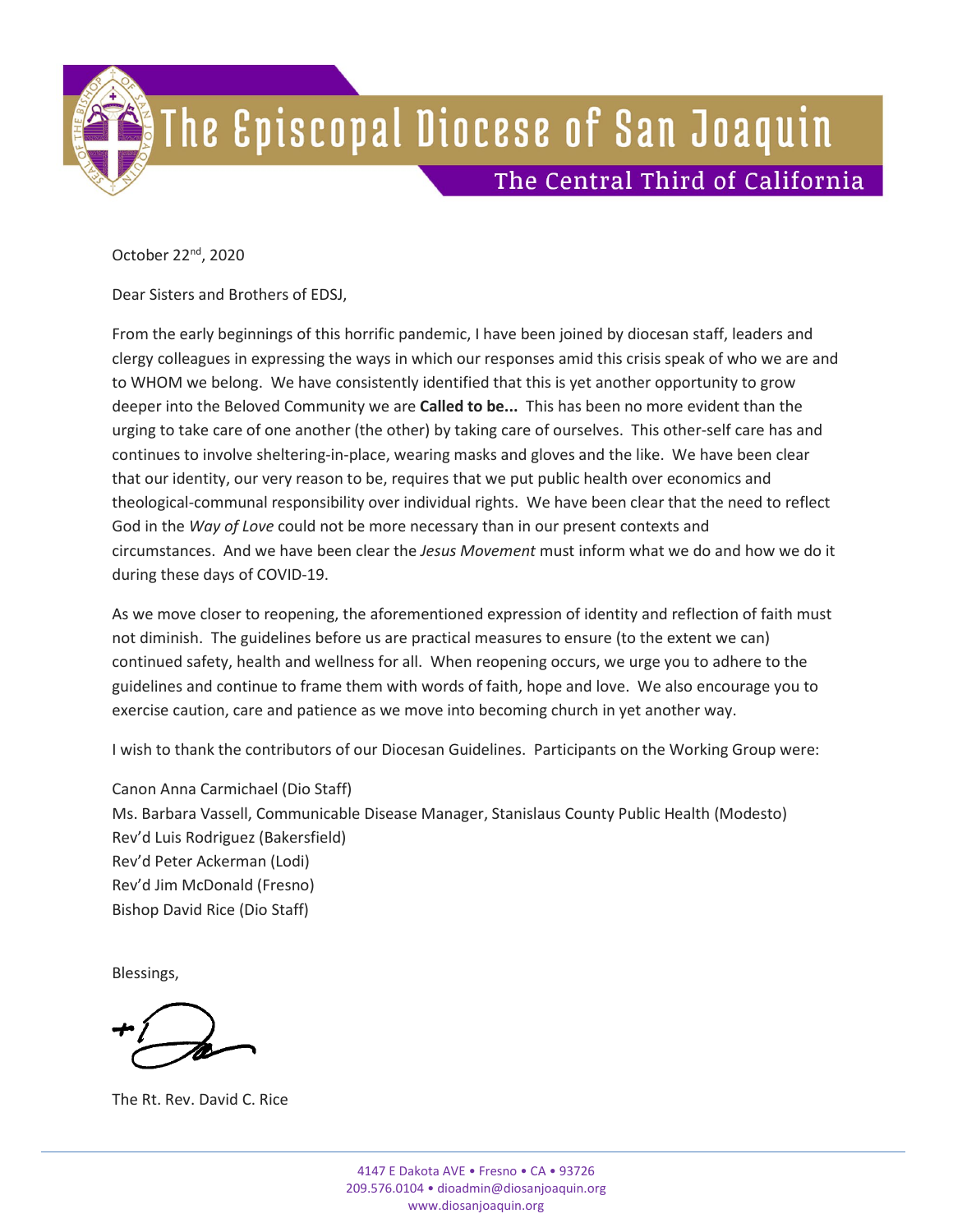# The Episcopal Diocese of San Joaquin

## The Central Third of California

October 22nd, 2020

Dear Sisters and Brothers of EDSJ,

From the early beginnings of this horrific pandemic, I have been joined by diocesan staff, leaders and clergy colleagues in expressing the ways in which our responses amid this crisis speak of who we are and to WHOM we belong. We have consistently identified that this is yet another opportunity to grow deeper into the Beloved Community we are **Called to be...** This has been no more evident than the urging to take care of one another (the other) by taking care of ourselves. This other-self care has and continues to involve sheltering-in-place, wearing masks and gloves and the like. We have been clear that our identity, our very reason to be, requires that we put public health over economics and theological-communal responsibility over individual rights. We have been clear that the need to reflect God in the *Way of Love* could not be more necessary than in our present contexts and circumstances. And we have been clear the *Jesus Movement* must inform what we do and how we do it during these days of COVID-19.

As we move closer to reopening, the aforementioned expression of identity and reflection of faith must not diminish. The guidelines before us are practical measures to ensure (to the extent we can) continued safety, health and wellness for all. When reopening occurs, we urge you to adhere to the guidelines and continue to frame them with words of faith, hope and love. We also encourage you to exercise caution, care and patience as we move into becoming church in yet another way.

I wish to thank the contributors of our Diocesan Guidelines. Participants on the Working Group were:

Canon Anna Carmichael (Dio Staff)
Ms. Barbara Vassell, Communicable Disease Manager, Stanislaus County Public Health (Modesto)
Rev'd Luis Rodriguez (Bakersfield)
Rev'd Peter Ackerman (Lodi)
Rev'd Jim McDonald (Fresno)
Bishop David Rice (Dio Staff)

Blessings,

The Rt. Rev. David C. Rice

4147 E Dakota AVE • Fresno • CA • 93726
209.576.0104 • dioadmin@diosanjoaquin.org
www.diosanjoaquin.org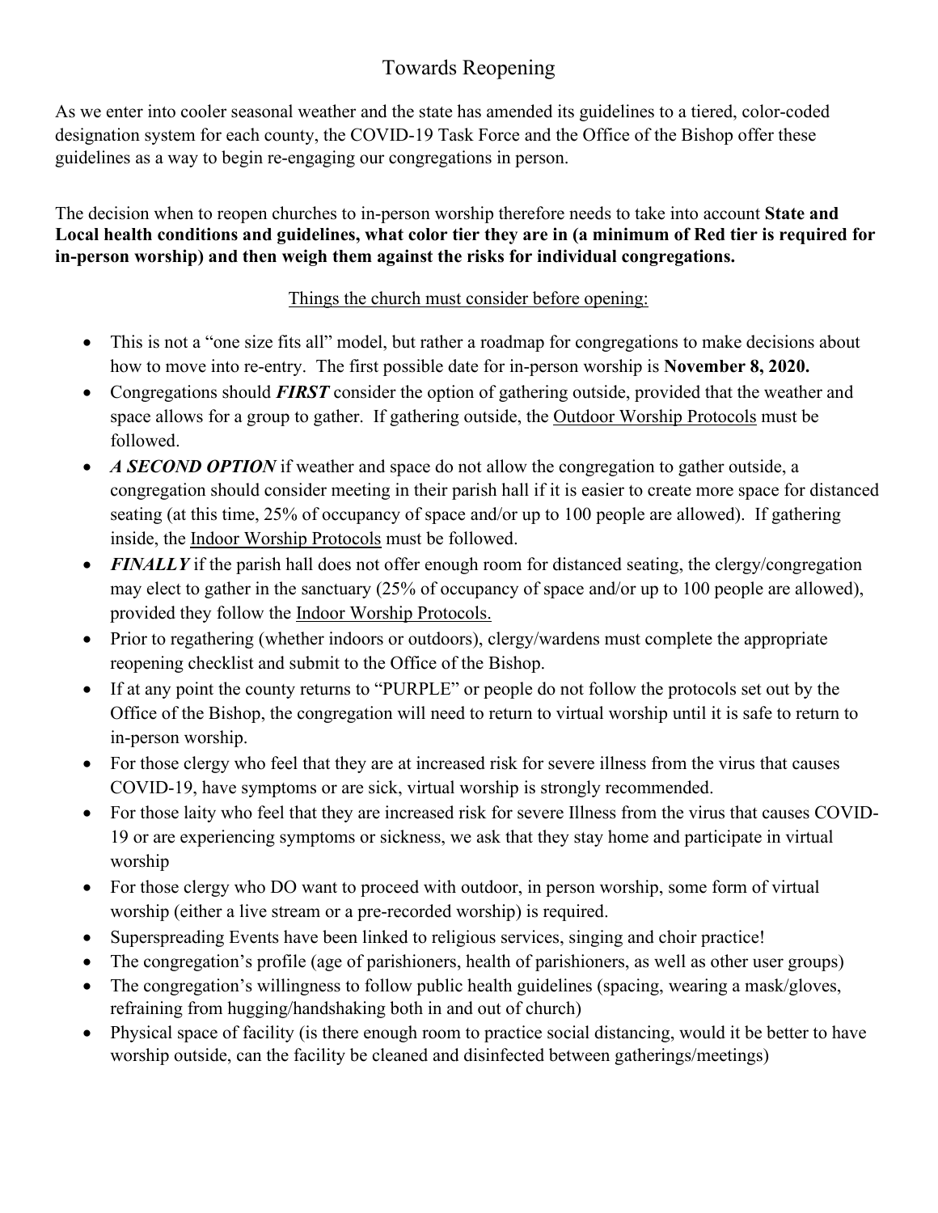# Towards Reopening

As we enter into cooler seasonal weather and the state has amended its guidelines to a tiered, color-coded designation system for each county, the COVID-19 Task Force and the Office of the Bishop offer these guidelines as a way to begin re-engaging our congregations in person.

The decision when to reopen churches to in-person worship therefore needs to take into account **State and Local health conditions and guidelines, what color tier they are in (a minimum of Red tier is required for in-person worship) and then weigh them against the risks for individual congregations.**

<u>Things the church must consider before opening:</u>

- This is not a "one size fits all" model, but rather a roadmap for congregations to make decisions about how to move into re-entry. The first possible date for in-person worship is **November 8, 2020.**
- Congregations should ***FIRST*** consider the option of gathering outside, provided that the weather and space allows for a group to gather. If gathering outside, the <u>Outdoor Worship Protocols</u> must be followed.
- ***A SECOND OPTION*** if weather and space do not allow the congregation to gather outside, a congregation should consider meeting in their parish hall if it is easier to create more space for distanced seating (at this time, 25% of occupancy of space and/or up to 100 people are allowed). If gathering inside, the <u>Indoor Worship Protocols</u> must be followed.
- ***FINALLY*** if the parish hall does not offer enough room for distanced seating, the clergy/congregation may elect to gather in the sanctuary (25% of occupancy of space and/or up to 100 people are allowed), provided they follow the <u>Indoor Worship Protocols.</u>
- Prior to regathering (whether indoors or outdoors), clergy/wardens must complete the appropriate reopening checklist and submit to the Office of the Bishop.
- If at any point the county returns to "PURPLE" or people do not follow the protocols set out by the Office of the Bishop, the congregation will need to return to virtual worship until it is safe to return to in-person worship.
- For those clergy who feel that they are at increased risk for severe illness from the virus that causes COVID-19, have symptoms or are sick, virtual worship is strongly recommended.
- For those laity who feel that they are increased risk for severe Illness from the virus that causes COVID-19 or are experiencing symptoms or sickness, we ask that they stay home and participate in virtual worship
- For those clergy who DO want to proceed with outdoor, in person worship, some form of virtual worship (either a live stream or a pre-recorded worship) is required.
- Superspreading Events have been linked to religious services, singing and choir practice!
- The congregation's profile (age of parishioners, health of parishioners, as well as other user groups)
- The congregation's willingness to follow public health guidelines (spacing, wearing a mask/gloves, refraining from hugging/handshaking both in and out of church)
- Physical space of facility (is there enough room to practice social distancing, would it be better to have worship outside, can the facility be cleaned and disinfected between gatherings/meetings)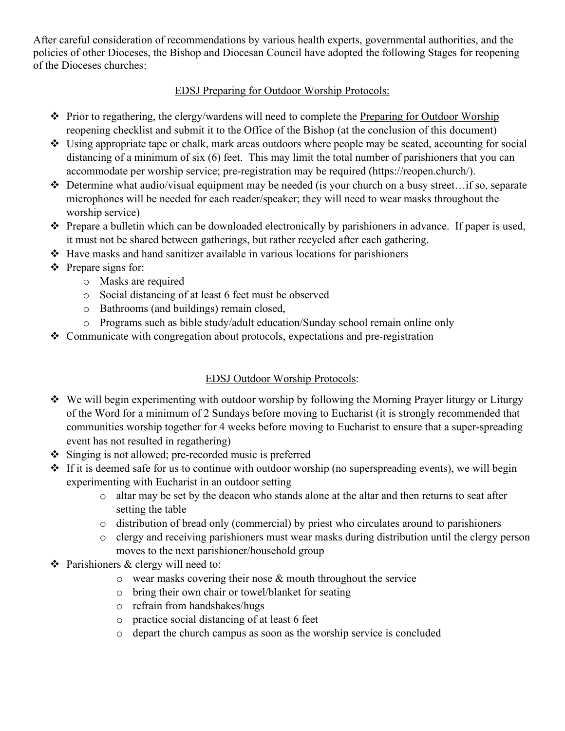After careful consideration of recommendations by various health experts, governmental authorities, and the policies of other Dioceses, the Bishop and Diocesan Council have adopted the following Stages for reopening of the Dioceses churches:

## EDSJ Preparing for Outdoor Worship Protocols:

- Prior to regathering, the clergy/wardens will need to complete the Preparing for Outdoor Worship reopening checklist and submit it to the Office of the Bishop (at the conclusion of this document)
- Using appropriate tape or chalk, mark areas outdoors where people may be seated, accounting for social distancing of a minimum of six (6) feet. This may limit the total number of parishioners that you can accommodate per worship service; pre-registration may be required (https://reopen.church/).
- Determine what audio/visual equipment may be needed (is your church on a busy street…if so, separate microphones will be needed for each reader/speaker; they will need to wear masks throughout the worship service)
- Prepare a bulletin which can be downloaded electronically by parishioners in advance. If paper is used, it must not be shared between gatherings, but rather recycled after each gathering.
- Have masks and hand sanitizer available in various locations for parishioners
- Prepare signs for:
  - Masks are required
  - Social distancing of at least 6 feet must be observed
  - Bathrooms (and buildings) remain closed,
  - Programs such as bible study/adult education/Sunday school remain online only
- Communicate with congregation about protocols, expectations and pre-registration

## EDSJ Outdoor Worship Protocols:

- We will begin experimenting with outdoor worship by following the Morning Prayer liturgy or Liturgy of the Word for a minimum of 2 Sundays before moving to Eucharist (it is strongly recommended that communities worship together for 4 weeks before moving to Eucharist to ensure that a super-spreading event has not resulted in regathering)
- Singing is not allowed; pre-recorded music is preferred
- If it is deemed safe for us to continue with outdoor worship (no superspreading events), we will begin experimenting with Eucharist in an outdoor setting
  - altar may be set by the deacon who stands alone at the altar and then returns to seat after setting the table
  - distribution of bread only (commercial) by priest who circulates around to parishioners
  - clergy and receiving parishioners must wear masks during distribution until the clergy person moves to the next parishioner/household group
- Parishioners & clergy will need to:
  - wear masks covering their nose & mouth throughout the service
  - bring their own chair or towel/blanket for seating
  - refrain from handshakes/hugs
  - practice social distancing of at least 6 feet
  - depart the church campus as soon as the worship service is concluded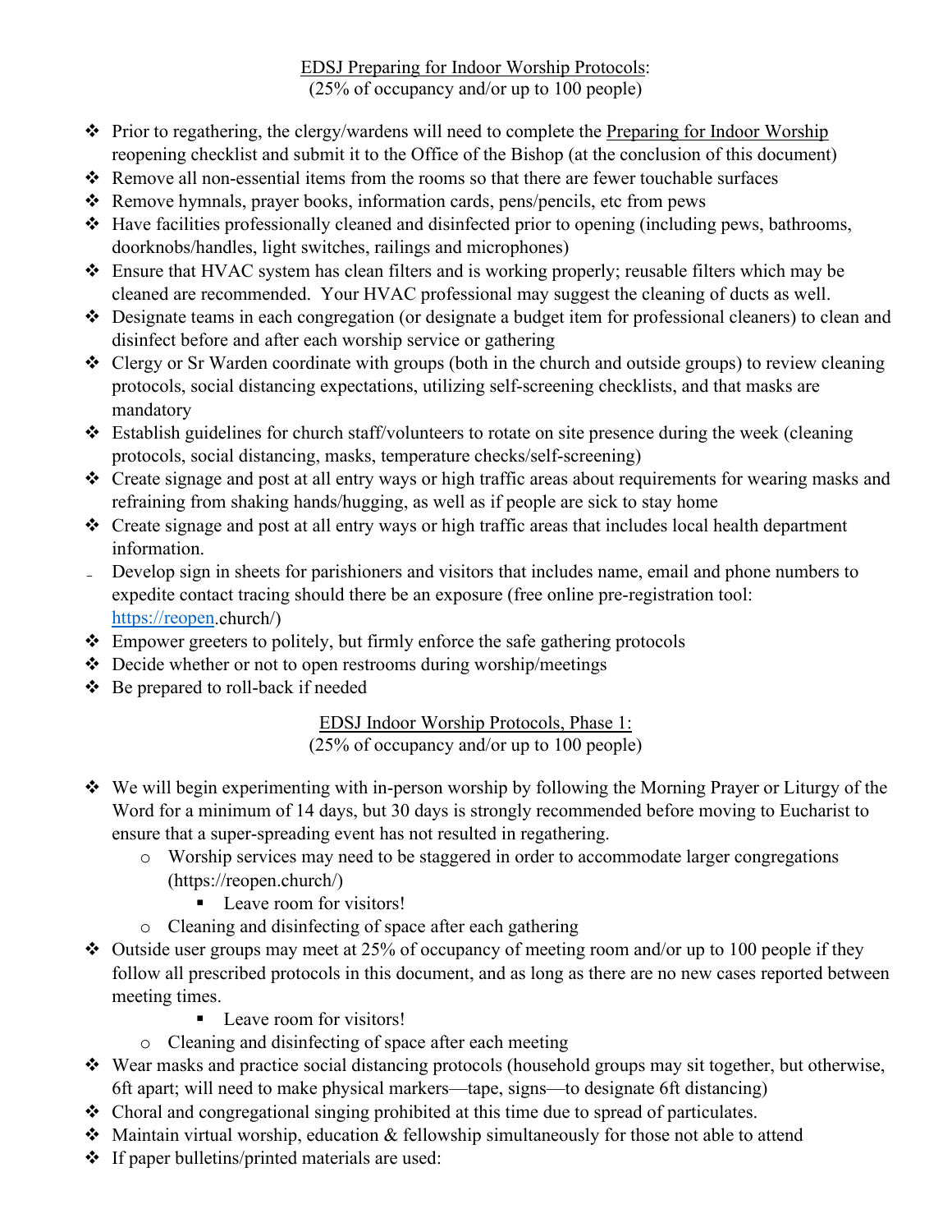EDSJ Preparing for Indoor Worship Protocols:
(25% of occupancy and/or up to 100 people)

- Prior to regathering, the clergy/wardens will need to complete the Preparing for Indoor Worship reopening checklist and submit it to the Office of the Bishop (at the conclusion of this document)
- Remove all non-essential items from the rooms so that there are fewer touchable surfaces
- Remove hymnals, prayer books, information cards, pens/pencils, etc from pews
- Have facilities professionally cleaned and disinfected prior to opening (including pews, bathrooms, doorknobs/handles, light switches, railings and microphones)
- Ensure that HVAC system has clean filters and is working properly; reusable filters which may be cleaned are recommended. Your HVAC professional may suggest the cleaning of ducts as well.
- Designate teams in each congregation (or designate a budget item for professional cleaners) to clean and disinfect before and after each worship service or gathering
- Clergy or Sr Warden coordinate with groups (both in the church and outside groups) to review cleaning protocols, social distancing expectations, utilizing self-screening checklists, and that masks are mandatory
- Establish guidelines for church staff/volunteers to rotate on site presence during the week (cleaning protocols, social distancing, masks, temperature checks/self-screening)
- Create signage and post at all entry ways or high traffic areas about requirements for wearing masks and refraining from shaking hands/hugging, as well as if people are sick to stay home
- Create signage and post at all entry ways or high traffic areas that includes local health department information.
- Develop sign in sheets for parishioners and visitors that includes name, email and phone numbers to expedite contact tracing should there be an exposure (free online pre-registration tool: https://reopen.church/)
- Empower greeters to politely, but firmly enforce the safe gathering protocols
- Decide whether or not to open restrooms during worship/meetings
- Be prepared to roll-back if needed

EDSJ Indoor Worship Protocols, Phase 1:
(25% of occupancy and/or up to 100 people)

- We will begin experimenting with in-person worship by following the Morning Prayer or Liturgy of the Word for a minimum of 14 days, but 30 days is strongly recommended before moving to Eucharist to ensure that a super-spreading event has not resulted in regathering.
  - Worship services may need to be staggered in order to accommodate larger congregations (https://reopen.church/)
    - Leave room for visitors!
  - Cleaning and disinfecting of space after each gathering
- Outside user groups may meet at 25% of occupancy of meeting room and/or up to 100 people if they follow all prescribed protocols in this document, and as long as there are no new cases reported between meeting times.
    - Leave room for visitors!
  - Cleaning and disinfecting of space after each meeting
- Wear masks and practice social distancing protocols (household groups may sit together, but otherwise, 6ft apart; will need to make physical markers—tape, signs—to designate 6ft distancing)
- Choral and congregational singing prohibited at this time due to spread of particulates.
- Maintain virtual worship, education & fellowship simultaneously for those not able to attend
- If paper bulletins/printed materials are used: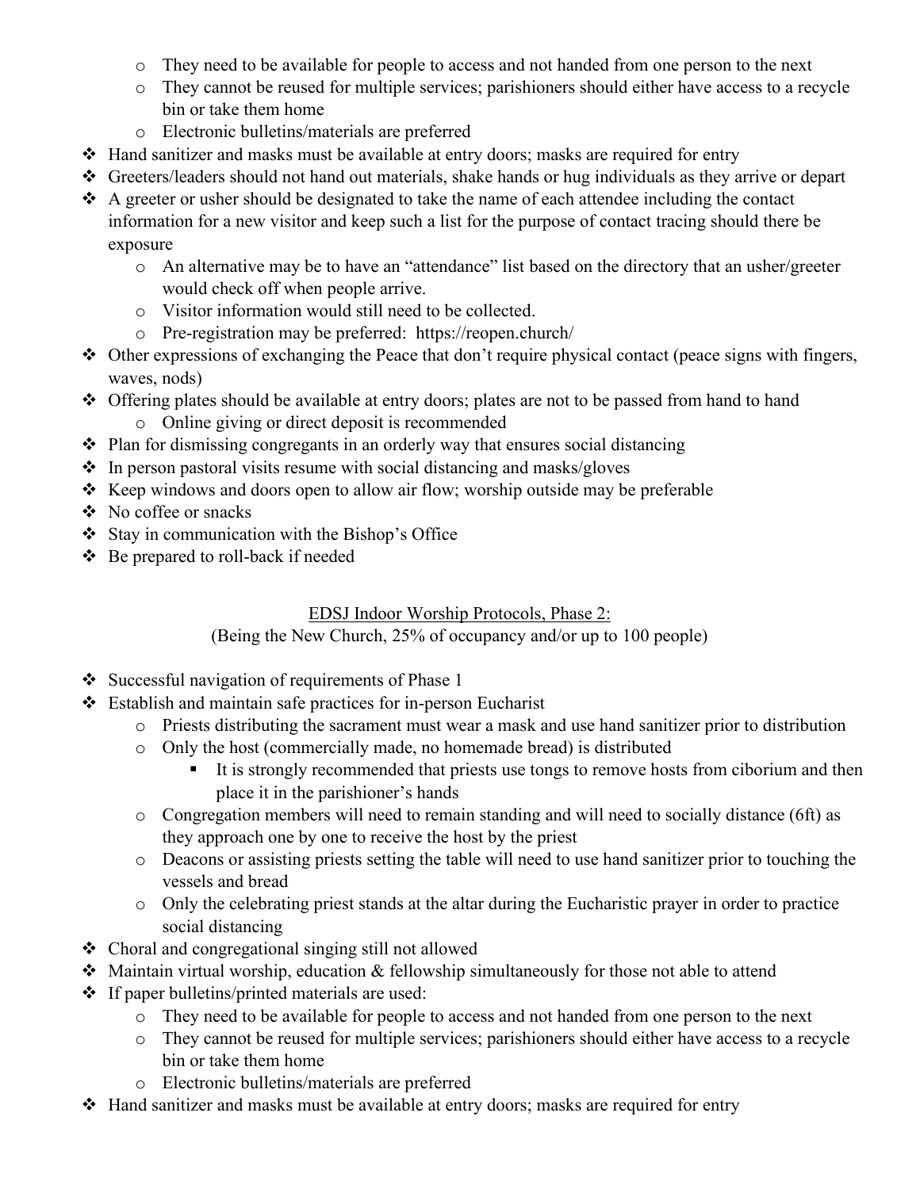- They need to be available for people to access and not handed from one person to the next
  - They cannot be reused for multiple services; parishioners should either have access to a recycle bin or take them home
  - Electronic bulletins/materials are preferred
- Hand sanitizer and masks must be available at entry doors; masks are required for entry
- Greeters/leaders should not hand out materials, shake hands or hug individuals as they arrive or depart
- A greeter or usher should be designated to take the name of each attendee including the contact information for a new visitor and keep such a list for the purpose of contact tracing should there be exposure
  - An alternative may be to have an "attendance" list based on the directory that an usher/greeter would check off when people arrive.
  - Visitor information would still need to be collected.
  - Pre-registration may be preferred: https://reopen.church/
- Other expressions of exchanging the Peace that don't require physical contact (peace signs with fingers, waves, nods)
- Offering plates should be available at entry doors; plates are not to be passed from hand to hand
  - Online giving or direct deposit is recommended
- Plan for dismissing congregants in an orderly way that ensures social distancing
- In person pastoral visits resume with social distancing and masks/gloves
- Keep windows and doors open to allow air flow; worship outside may be preferable
- No coffee or snacks
- Stay in communication with the Bishop's Office
- Be prepared to roll-back if needed

## EDSJ Indoor Worship Protocols, Phase 2:

(Being the New Church, 25% of occupancy and/or up to 100 people)

- Successful navigation of requirements of Phase 1
- Establish and maintain safe practices for in-person Eucharist
  - Priests distributing the sacrament must wear a mask and use hand sanitizer prior to distribution
  - Only the host (commercially made, no homemade bread) is distributed
    - It is strongly recommended that priests use tongs to remove hosts from ciborium and then place it in the parishioner's hands
  - Congregation members will need to remain standing and will need to socially distance (6ft) as they approach one by one to receive the host by the priest
  - Deacons or assisting priests setting the table will need to use hand sanitizer prior to touching the vessels and bread
  - Only the celebrating priest stands at the altar during the Eucharistic prayer in order to practice social distancing
- Choral and congregational singing still not allowed
- Maintain virtual worship, education & fellowship simultaneously for those not able to attend
- If paper bulletins/printed materials are used:
  - They need to be available for people to access and not handed from one person to the next
  - They cannot be reused for multiple services; parishioners should either have access to a recycle bin or take them home
  - Electronic bulletins/materials are preferred
- Hand sanitizer and masks must be available at entry doors; masks are required for entry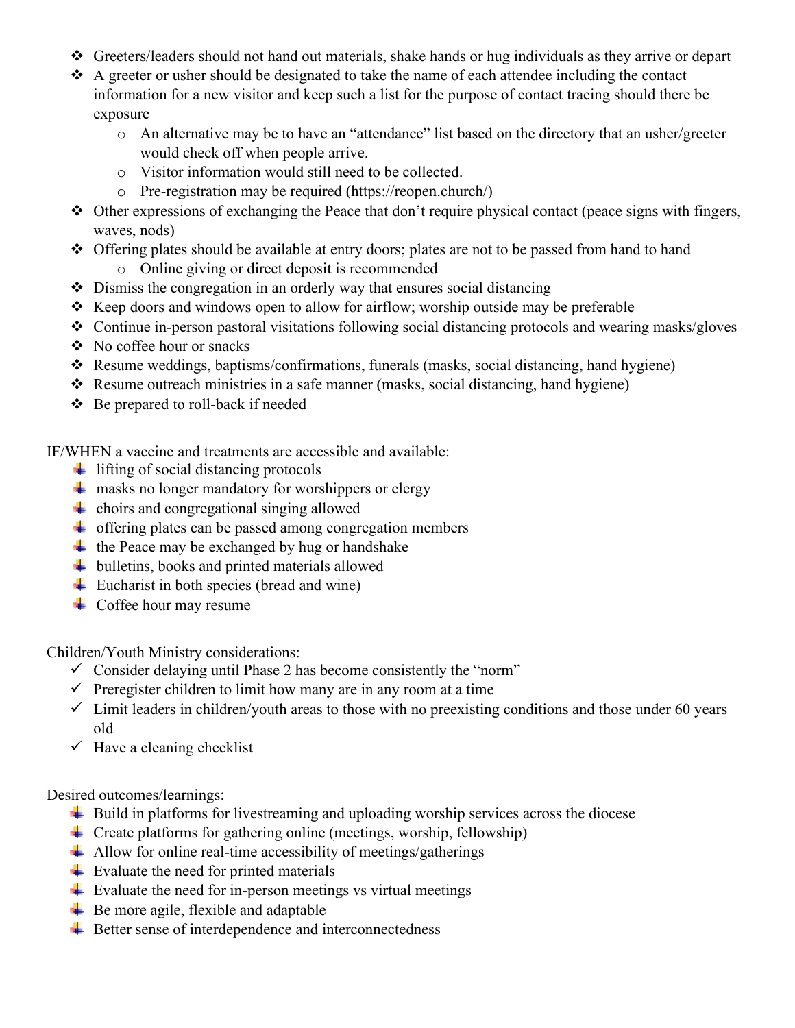- Greeters/leaders should not hand out materials, shake hands or hug individuals as they arrive or depart
- A greeter or usher should be designated to take the name of each attendee including the contact information for a new visitor and keep such a list for the purpose of contact tracing should there be exposure
  - An alternative may be to have an "attendance" list based on the directory that an usher/greeter would check off when people arrive.
  - Visitor information would still need to be collected.
  - Pre-registration may be required (https://reopen.church/)
- Other expressions of exchanging the Peace that don't require physical contact (peace signs with fingers, waves, nods)
- Offering plates should be available at entry doors; plates are not to be passed from hand to hand
  - Online giving or direct deposit is recommended
- Dismiss the congregation in an orderly way that ensures social distancing
- Keep doors and windows open to allow for airflow; worship outside may be preferable
- Continue in-person pastoral visitations following social distancing protocols and wearing masks/gloves
- No coffee hour or snacks
- Resume weddings, baptisms/confirmations, funerals (masks, social distancing, hand hygiene)
- Resume outreach ministries in a safe manner (masks, social distancing, hand hygiene)
- Be prepared to roll-back if needed

IF/WHEN a vaccine and treatments are accessible and available:

- lifting of social distancing protocols
- masks no longer mandatory for worshippers or clergy
- choirs and congregational singing allowed
- offering plates can be passed among congregation members
- the Peace may be exchanged by hug or handshake
- bulletins, books and printed materials allowed
- Eucharist in both species (bread and wine)
- Coffee hour may resume

Children/Youth Ministry considerations:

- ✓ Consider delaying until Phase 2 has become consistently the "norm"
- ✓ Preregister children to limit how many are in any room at a time
- ✓ Limit leaders in children/youth areas to those with no preexisting conditions and those under 60 years old
- ✓ Have a cleaning checklist

Desired outcomes/learnings:

- Build in platforms for livestreaming and uploading worship services across the diocese
- Create platforms for gathering online (meetings, worship, fellowship)
- Allow for online real-time accessibility of meetings/gatherings
- Evaluate the need for printed materials
- Evaluate the need for in-person meetings vs virtual meetings
- Be more agile, flexible and adaptable
- Better sense of interdependence and interconnectedness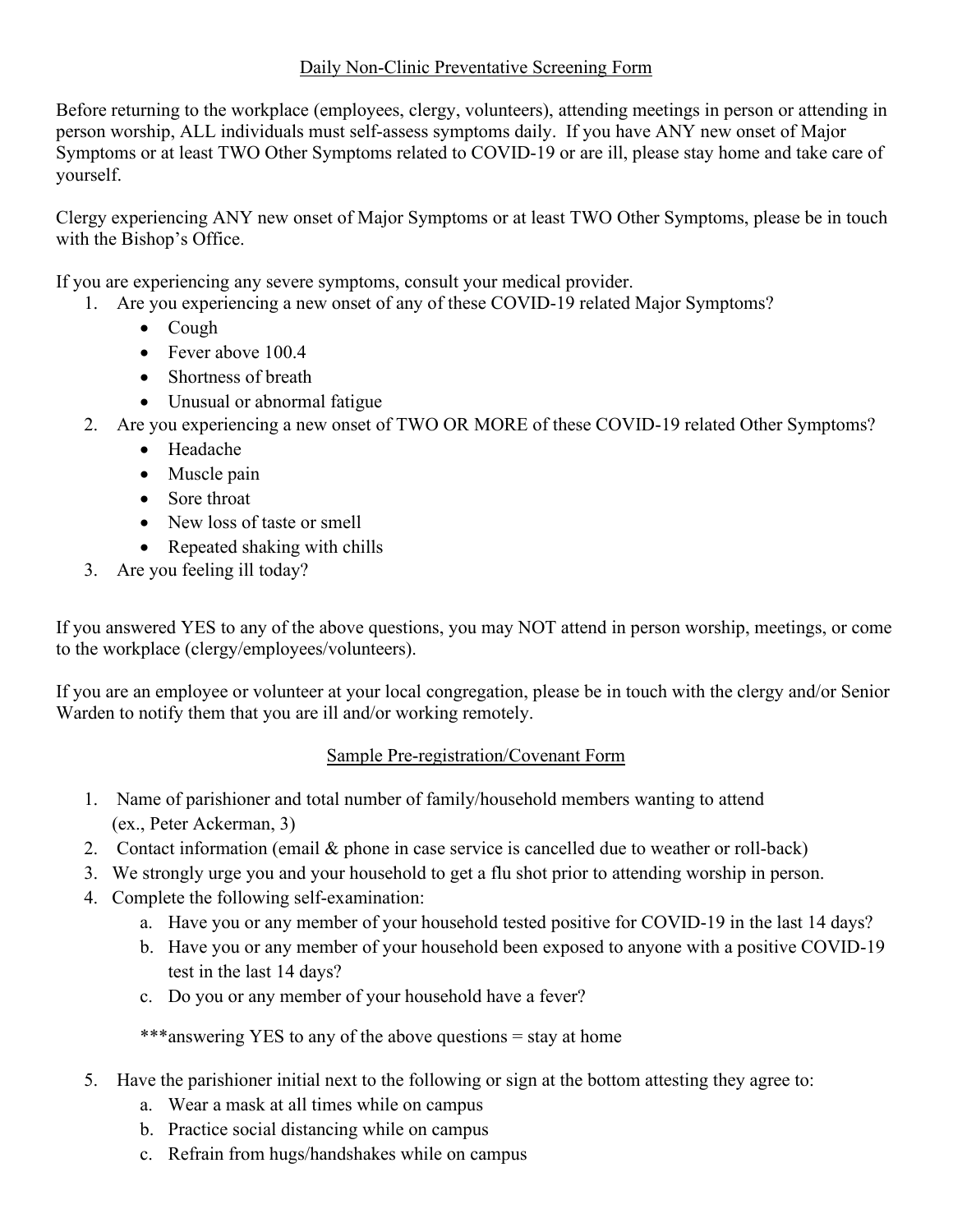## Daily Non-Clinic Preventative Screening Form

Before returning to the workplace (employees, clergy, volunteers), attending meetings in person or attending in person worship, ALL individuals must self-assess symptoms daily. If you have ANY new onset of Major Symptoms or at least TWO Other Symptoms related to COVID-19 or are ill, please stay home and take care of yourself.

Clergy experiencing ANY new onset of Major Symptoms or at least TWO Other Symptoms, please be in touch with the Bishop's Office.

If you are experiencing any severe symptoms, consult your medical provider.

1. Are you experiencing a new onset of any of these COVID-19 related Major Symptoms?
   - Cough
   - Fever above 100.4
   - Shortness of breath
   - Unusual or abnormal fatigue
2. Are you experiencing a new onset of TWO OR MORE of these COVID-19 related Other Symptoms?
   - Headache
   - Muscle pain
   - Sore throat
   - New loss of taste or smell
   - Repeated shaking with chills
3. Are you feeling ill today?

If you answered YES to any of the above questions, you may NOT attend in person worship, meetings, or come to the workplace (clergy/employees/volunteers).

If you are an employee or volunteer at your local congregation, please be in touch with the clergy and/or Senior Warden to notify them that you are ill and/or working remotely.

## Sample Pre-registration/Covenant Form

1. Name of parishioner and total number of family/household members wanting to attend (ex., Peter Ackerman, 3)
2. Contact information (email & phone in case service is cancelled due to weather or roll-back)
3. We strongly urge you and your household to get a flu shot prior to attending worship in person.
4. Complete the following self-examination:
   a. Have you or any member of your household tested positive for COVID-19 in the last 14 days?
   b. Have you or any member of your household been exposed to anyone with a positive COVID-19 test in the last 14 days?
   c. Do you or any member of your household have a fever?

   ***answering YES to any of the above questions = stay at home

5. Have the parishioner initial next to the following or sign at the bottom attesting they agree to:
   a. Wear a mask at all times while on campus
   b. Practice social distancing while on campus
   c. Refrain from hugs/handshakes while on campus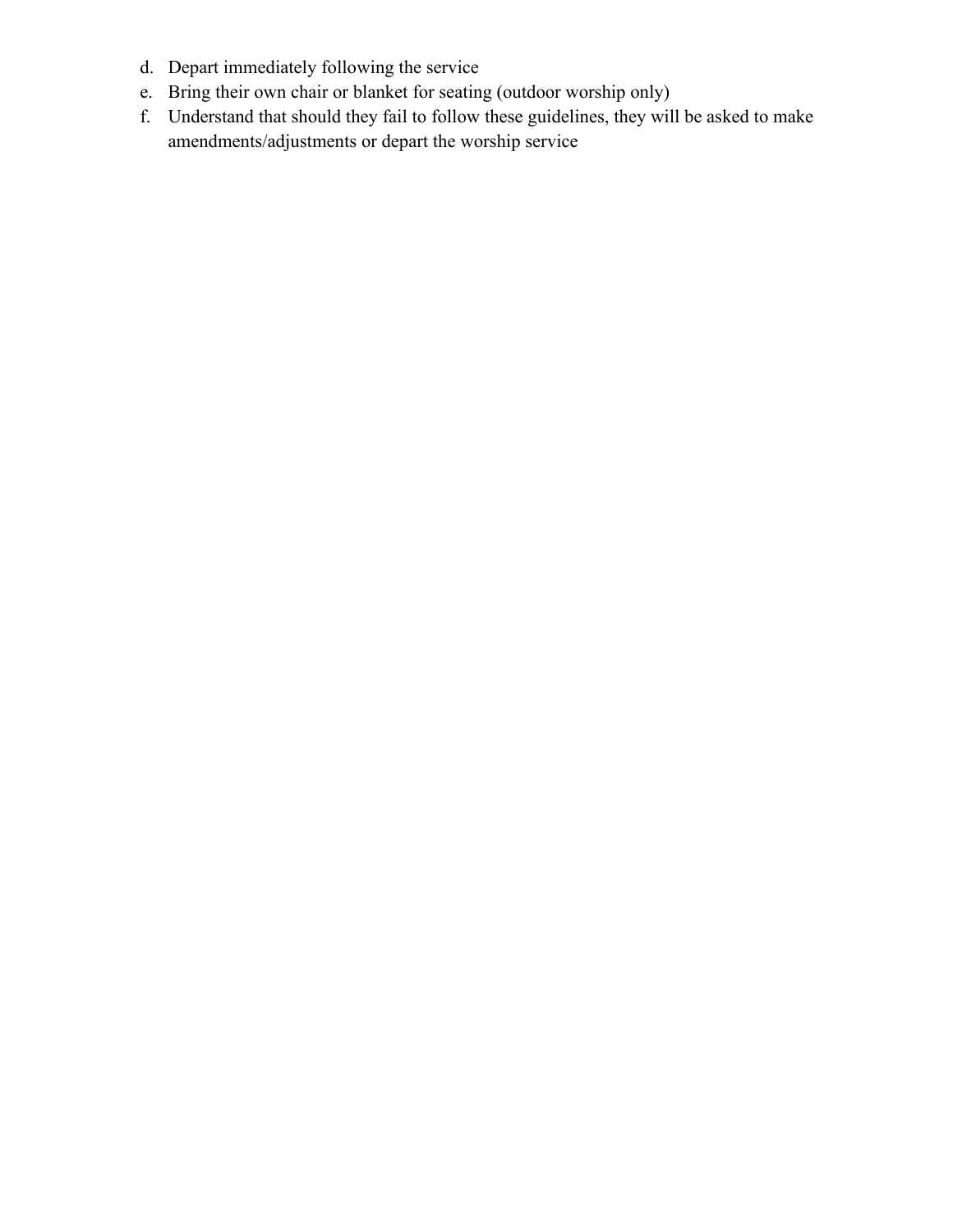d. Depart immediately following the service
e. Bring their own chair or blanket for seating (outdoor worship only)
f. Understand that should they fail to follow these guidelines, they will be asked to make amendments/adjustments or depart the worship service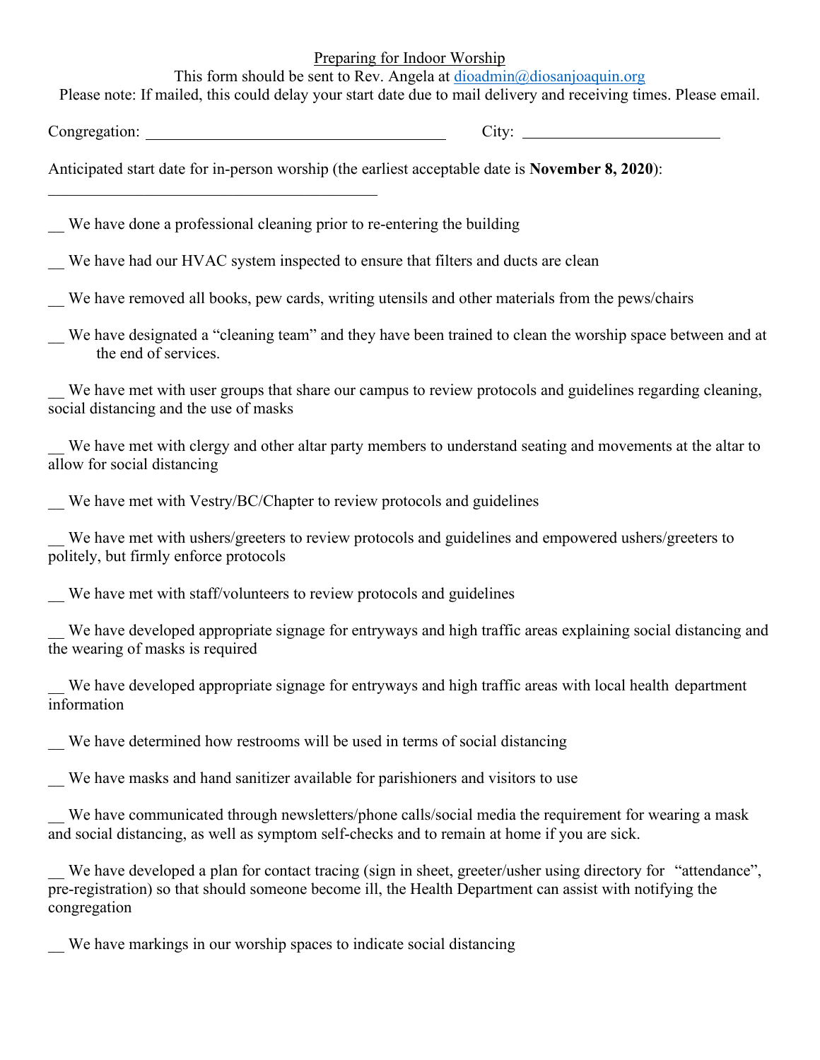Preparing for Indoor Worship

This form should be sent to Rev. Angela at dioadmin@diosanjoaquin.org

Please note: If mailed, this could delay your start date due to mail delivery and receiving times. Please email.

Congregation: ______________________________________ City: ________________________

Anticipated start date for in-person worship (the earliest acceptable date is **November 8, 2020**):

__________________________________________

__ We have done a professional cleaning prior to re-entering the building

__ We have had our HVAC system inspected to ensure that filters and ducts are clean

__ We have removed all books, pew cards, writing utensils and other materials from the pews/chairs

__ We have designated a "cleaning team" and they have been trained to clean the worship space between and at the end of services.

__ We have met with user groups that share our campus to review protocols and guidelines regarding cleaning, social distancing and the use of masks

__ We have met with clergy and other altar party members to understand seating and movements at the altar to allow for social distancing

__ We have met with Vestry/BC/Chapter to review protocols and guidelines

__ We have met with ushers/greeters to review protocols and guidelines and empowered ushers/greeters to politely, but firmly enforce protocols

__ We have met with staff/volunteers to review protocols and guidelines

__ We have developed appropriate signage for entryways and high traffic areas explaining social distancing and the wearing of masks is required

__ We have developed appropriate signage for entryways and high traffic areas with local health department information

__ We have determined how restrooms will be used in terms of social distancing

__ We have masks and hand sanitizer available for parishioners and visitors to use

__ We have communicated through newsletters/phone calls/social media the requirement for wearing a mask and social distancing, as well as symptom self-checks and to remain at home if you are sick.

__ We have developed a plan for contact tracing (sign in sheet, greeter/usher using directory for "attendance", pre-registration) so that should someone become ill, the Health Department can assist with notifying the congregation

__ We have markings in our worship spaces to indicate social distancing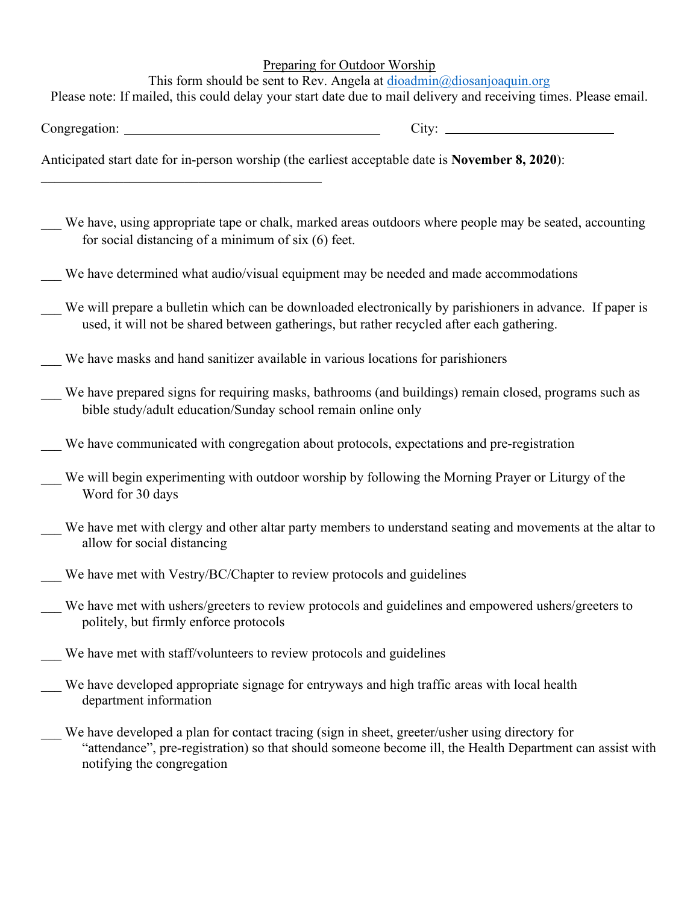# Preparing for Outdoor Worship

This form should be sent to Rev. Angela at dioadmin@diosanjoaquin.org

Please note: If mailed, this could delay your start date due to mail delivery and receiving times. Please email.

Congregation: ______________________________ City: ____________________

Anticipated start date for in-person worship (the earliest acceptable date is **November 8, 2020**):

______________________________

___ We have, using appropriate tape or chalk, marked areas outdoors where people may be seated, accounting for social distancing of a minimum of six (6) feet.

___ We have determined what audio/visual equipment may be needed and made accommodations

___ We will prepare a bulletin which can be downloaded electronically by parishioners in advance. If paper is used, it will not be shared between gatherings, but rather recycled after each gathering.

___ We have masks and hand sanitizer available in various locations for parishioners

___ We have prepared signs for requiring masks, bathrooms (and buildings) remain closed, programs such as bible study/adult education/Sunday school remain online only

___ We have communicated with congregation about protocols, expectations and pre-registration

___ We will begin experimenting with outdoor worship by following the Morning Prayer or Liturgy of the Word for 30 days

___ We have met with clergy and other altar party members to understand seating and movements at the altar to allow for social distancing

___ We have met with Vestry/BC/Chapter to review protocols and guidelines

___ We have met with ushers/greeters to review protocols and guidelines and empowered ushers/greeters to politely, but firmly enforce protocols

___ We have met with staff/volunteers to review protocols and guidelines

___ We have developed appropriate signage for entryways and high traffic areas with local health department information

___ We have developed a plan for contact tracing (sign in sheet, greeter/usher using directory for "attendance", pre-registration) so that should someone become ill, the Health Department can assist with notifying the congregation